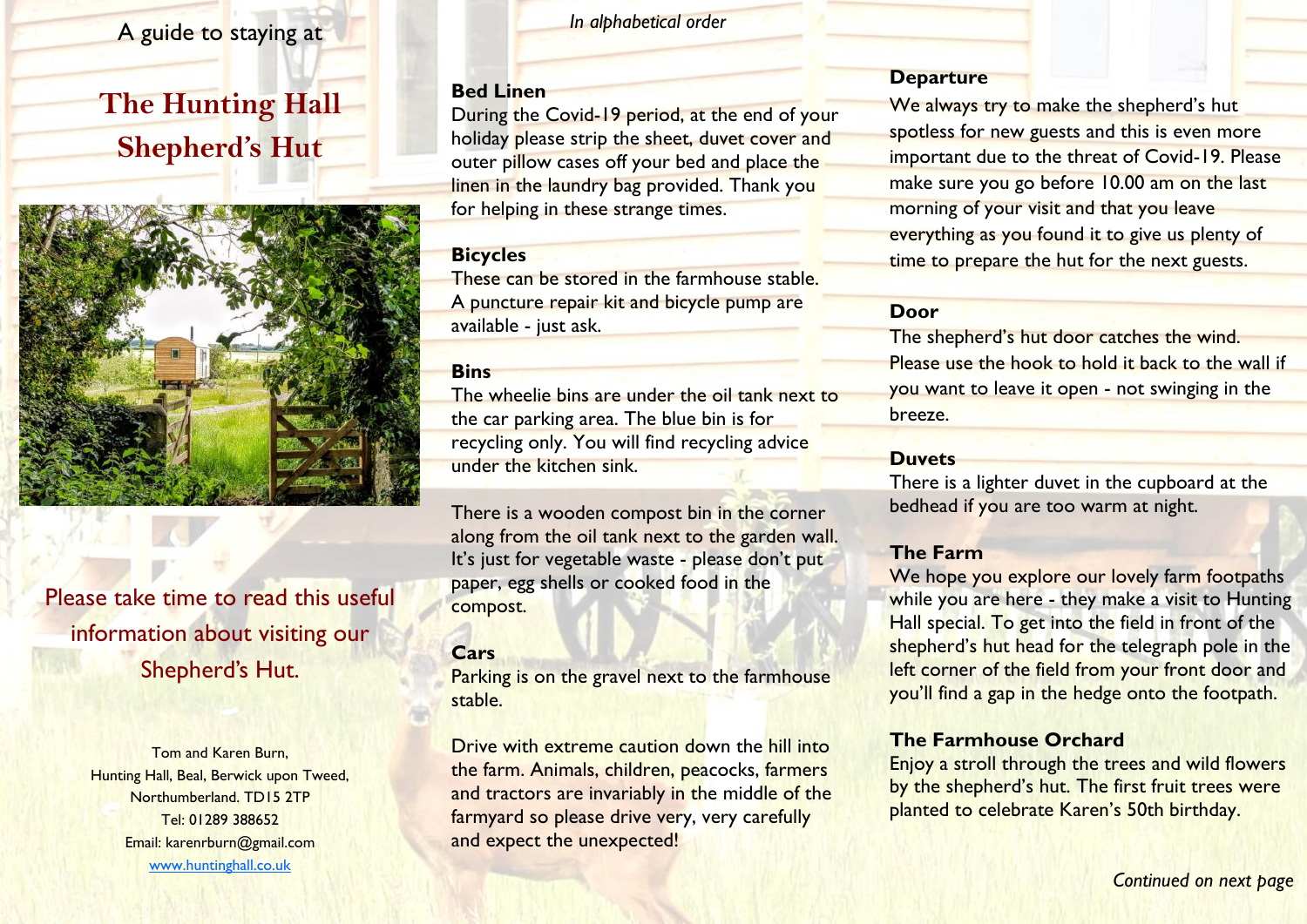A guide to staying at

# The Hunting Hall Shepherd's Hut

Please take time to read this useful information about visiting our Shepherd's Hut.

Tom and Karen Burn,
Hunting Hall, Beal, Berwick upon Tweed,
Northumberland. TD15 2TP
Tel: 01289 388652
Email: karenrburn@gmail.com
www.huntinghall.co.uk

*In alphabetical order*

## Bed Linen

During the Covid-19 period, at the end of your holiday please strip the sheet, duvet cover and outer pillow cases off your bed and place the linen in the laundry bag provided. Thank you for helping in these strange times.

## Bicycles

These can be stored in the farmhouse stable. A puncture repair kit and bicycle pump are available - just ask.

## Bins

The wheelie bins are under the oil tank next to the car parking area. The blue bin is for recycling only. You will find recycling advice under the kitchen sink.

There is a wooden compost bin in the corner along from the oil tank next to the garden wall. It's just for vegetable waste - please don't put paper, egg shells or cooked food in the compost.

## Cars

Parking is on the gravel next to the farmhouse stable.

Drive with extreme caution down the hill into the farm. Animals, children, peacocks, farmers and tractors are invariably in the middle of the farmyard so please drive very, very carefully and expect the unexpected!

## Departure

We always try to make the shepherd's hut spotless for new guests and this is even more important due to the threat of Covid-19. Please make sure you go before 10.00 am on the last morning of your visit and that you leave everything as you found it to give us plenty of time to prepare the hut for the next guests.

## Door

The shepherd's hut door catches the wind. Please use the hook to hold it back to the wall if you want to leave it open - not swinging in the breeze.

## Duvets

There is a lighter duvet in the cupboard at the bedhead if you are too warm at night.

## The Farm

We hope you explore our lovely farm footpaths while you are here - they make a visit to Hunting Hall special. To get into the field in front of the shepherd's hut head for the telegraph pole in the left corner of the field from your front door and you'll find a gap in the hedge onto the footpath.

## The Farmhouse Orchard

Enjoy a stroll through the trees and wild flowers by the shepherd's hut. The first fruit trees were planted to celebrate Karen's 50th birthday.

*Continued on next page*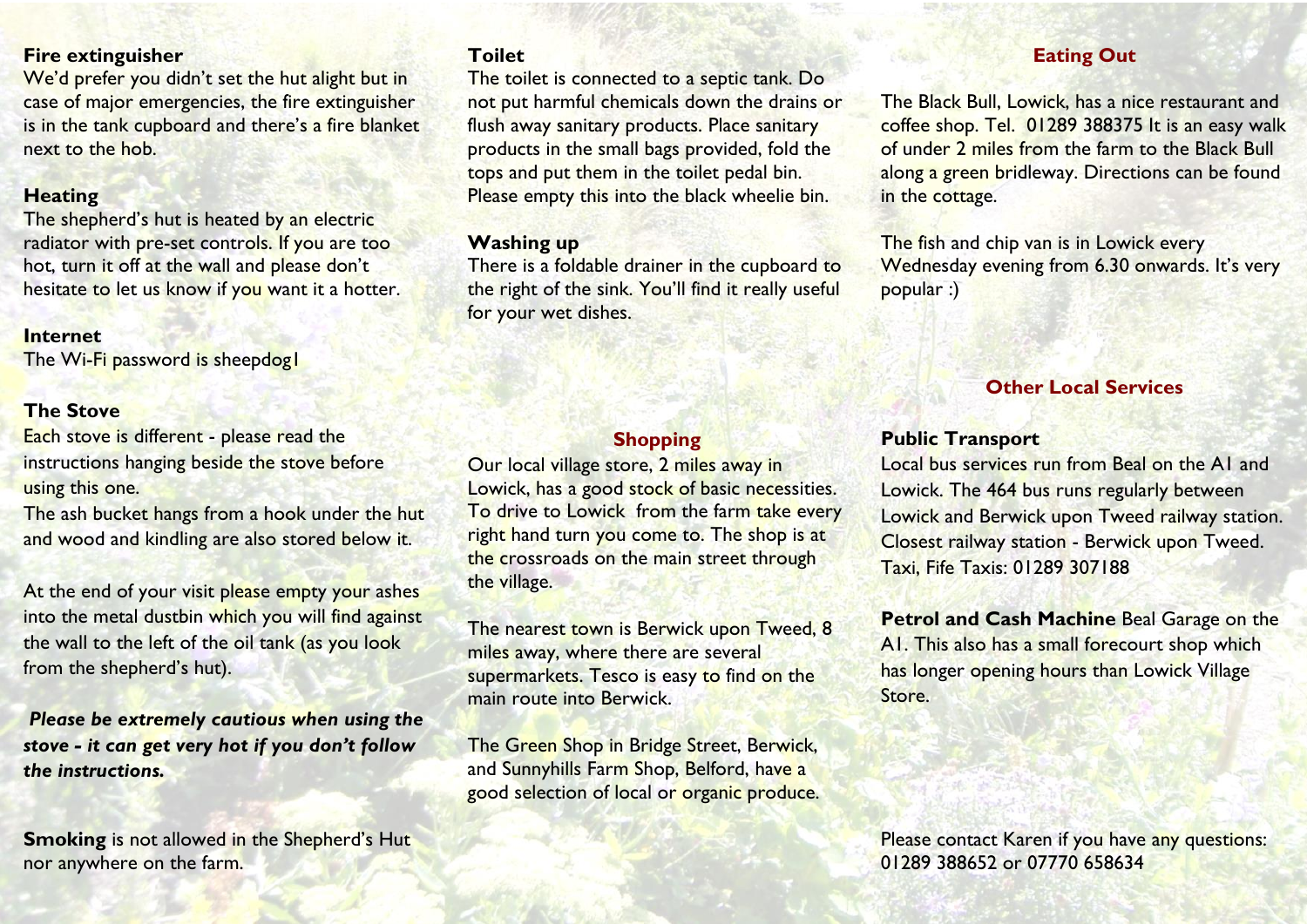**Fire extinguisher**
We'd prefer you didn't set the hut alight but in case of major emergencies, the fire extinguisher is in the tank cupboard and there's a fire blanket next to the hob.

**Heating**
The shepherd's hut is heated by an electric radiator with pre-set controls. If you are too hot, turn it off at the wall and please don't hesitate to let us know if you want it a hotter.

**Internet**
The Wi-Fi password is sheepdog1

**The Stove**
Each stove is different - please read the instructions hanging beside the stove before using this one.
The ash bucket hangs from a hook under the hut and wood and kindling are also stored below it.

At the end of your visit please empty your ashes into the metal dustbin which you will find against the wall to the left of the oil tank (as you look from the shepherd's hut).

***Please be extremely cautious when using the stove - it can get very hot if you don't follow the instructions.***

**Smoking** is not allowed in the Shepherd's Hut nor anywhere on the farm.

**Toilet**
The toilet is connected to a septic tank. Do not put harmful chemicals down the drains or flush away sanitary products. Place sanitary products in the small bags provided, fold the tops and put them in the toilet pedal bin. Please empty this into the black wheelie bin.

**Washing up**
There is a foldable drainer in the cupboard to the right of the sink. You'll find it really useful for your wet dishes.

## Shopping

Our local village store, 2 miles away in Lowick, has a good stock of basic necessities. To drive to Lowick from the farm take every right hand turn you come to. The shop is at the crossroads on the main street through the village.

The nearest town is Berwick upon Tweed, 8 miles away, where there are several supermarkets. Tesco is easy to find on the main route into Berwick.

The Green Shop in Bridge Street, Berwick, and Sunnyhills Farm Shop, Belford, have a good selection of local or organic produce.

## Eating Out

The Black Bull, Lowick, has a nice restaurant and coffee shop. Tel. 01289 388375 It is an easy walk of under 2 miles from the farm to the Black Bull along a green bridleway. Directions can be found in the cottage.

The fish and chip van is in Lowick every Wednesday evening from 6.30 onwards. It's very popular :)

## Other Local Services

**Public Transport**
Local bus services run from Beal on the A1 and Lowick. The 464 bus runs regularly between Lowick and Berwick upon Tweed railway station. Closest railway station - Berwick upon Tweed. Taxi, Fife Taxis: 01289 307188

**Petrol and Cash Machine** Beal Garage on the A1. This also has a small forecourt shop which has longer opening hours than Lowick Village Store.

Please contact Karen if you have any questions: 01289 388652 or 07770 658634